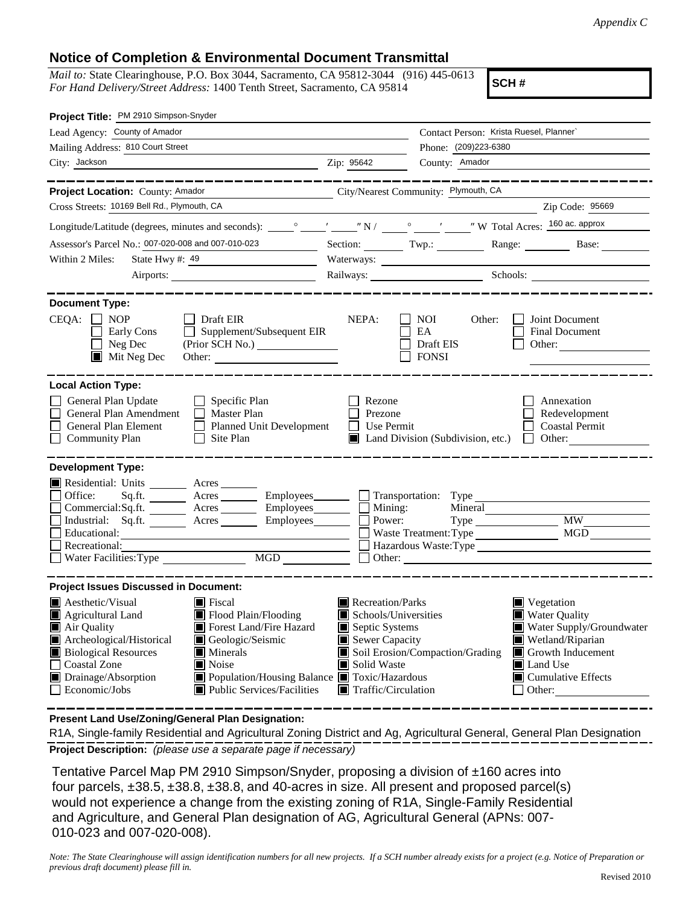*Appendix C*

## Notice of Completion & Environmental Document Transmittal

*Mail to:* State Clearinghouse, P.O. Box 3044, Sacramento, CA 95812-3044 (916) 445-0613
*For Hand Delivery/Street Address:* 1400 Tenth Street, Sacramento, CA 95814

**SCH #**

**Project Title:** PM 2910 Simpson-Snyder

Lead Agency: County of Amador
Contact Person: Krista Ruesel, Planner`
Mailing Address: 810 Court Street
Phone: (209)223-6380
City: Jackson
Zip: 95642
County: Amador

---

**Project Location:** County: Amador
City/Nearest Community: Plymouth, CA
Cross Streets: 10169 Bell Rd., Plymouth, CA
Zip Code: 95669
Longitude/Latitude (degrees, minutes and seconds): ___° ___′ ___″ N / ___° ___′ ___″ W Total Acres: 160 ac. approx
Assessor's Parcel No.: 007-020-008 and 007-010-023
Section: ___ Twp.: ___ Range: ___ Base: ___
Within 2 Miles: State Hwy #: 49
Waterways: ___
Airports: ___
Railways: ___
Schools: ___

---

**Document Type:**

CEQA:
- [ ] NOP
- [ ] Early Cons
- [ ] Neg Dec
- [x] Mit Neg Dec
- [ ] Draft EIR
- [ ] Supplement/Subsequent EIR (Prior SCH No.) ___
- Other: ___

NEPA:
- [ ] NOI
- [ ] EA
- [ ] Draft EIS
- [ ] FONSI

Other:
- [ ] Joint Document
- [ ] Final Document
- [ ] Other: ___

---

**Local Action Type:**

- [ ] General Plan Update
- [ ] General Plan Amendment
- [ ] General Plan Element
- [ ] Community Plan
- [ ] Specific Plan
- [ ] Master Plan
- [ ] Planned Unit Development
- [ ] Site Plan
- [ ] Rezone
- [ ] Prezone
- [ ] Use Permit
- [x] Land Division (Subdivision, etc.)
- [ ] Annexation
- [ ] Redevelopment
- [ ] Coastal Permit
- [ ] Other: ___

---

**Development Type:**

- [x] Residential: Units ___ Acres ___
- [ ] Office: Sq.ft. ___ Acres ___ Employees ___
- [ ] Commercial: Sq.ft. ___ Acres ___ Employees ___
- [ ] Industrial: Sq.ft. ___ Acres ___ Employees ___
- [ ] Educational: ___
- [ ] Recreational: ___
- [ ] Water Facilities: Type ___ MGD ___
- [ ] Transportation: Type ___
- [ ] Mining: Mineral ___
- [ ] Power: Type ___ MW ___
- [ ] Waste Treatment: Type ___ MGD ___
- [ ] Hazardous Waste: Type ___
- [ ] Other: ___

---

**Project Issues Discussed in Document:**

- [x] Aesthetic/Visual
- [x] Agricultural Land
- [x] Air Quality
- [x] Archeological/Historical
- [x] Biological Resources
- [ ] Coastal Zone
- [x] Drainage/Absorption
- [ ] Economic/Jobs
- [x] Fiscal
- [x] Flood Plain/Flooding
- [x] Forest Land/Fire Hazard
- [x] Geologic/Seismic
- [x] Minerals
- [x] Noise
- [x] Population/Housing Balance
- [x] Public Services/Facilities
- [x] Recreation/Parks
- [x] Schools/Universities
- [x] Septic Systems
- [x] Sewer Capacity
- [x] Soil Erosion/Compaction/Grading
- [x] Solid Waste
- [x] Toxic/Hazardous
- [x] Traffic/Circulation
- [x] Vegetation
- [x] Water Quality
- [x] Water Supply/Groundwater
- [x] Wetland/Riparian
- [x] Growth Inducement
- [x] Land Use
- [x] Cumulative Effects
- [ ] Other: ___

---

**Present Land Use/Zoning/General Plan Designation:**

R1A, Single-family Residential and Agricultural Zoning District and Ag, Agricultural General, General Plan Designation

**Project Description:** *(please use a separate page if necessary)*

Tentative Parcel Map PM 2910 Simpson/Snyder, proposing a division of ±160 acres into four parcels, ±38.5, ±38.8, ±38.8, and 40-acres in size. All present and proposed parcel(s) would not experience a change from the existing zoning of R1A, Single-Family Residential and Agriculture, and General Plan designation of AG, Agricultural General (APNs: 007-010-023 and 007-020-008).

*Note: The State Clearinghouse will assign identification numbers for all new projects. If a SCH number already exists for a project (e.g. Notice of Preparation or previous draft document) please fill in.*

Revised 2010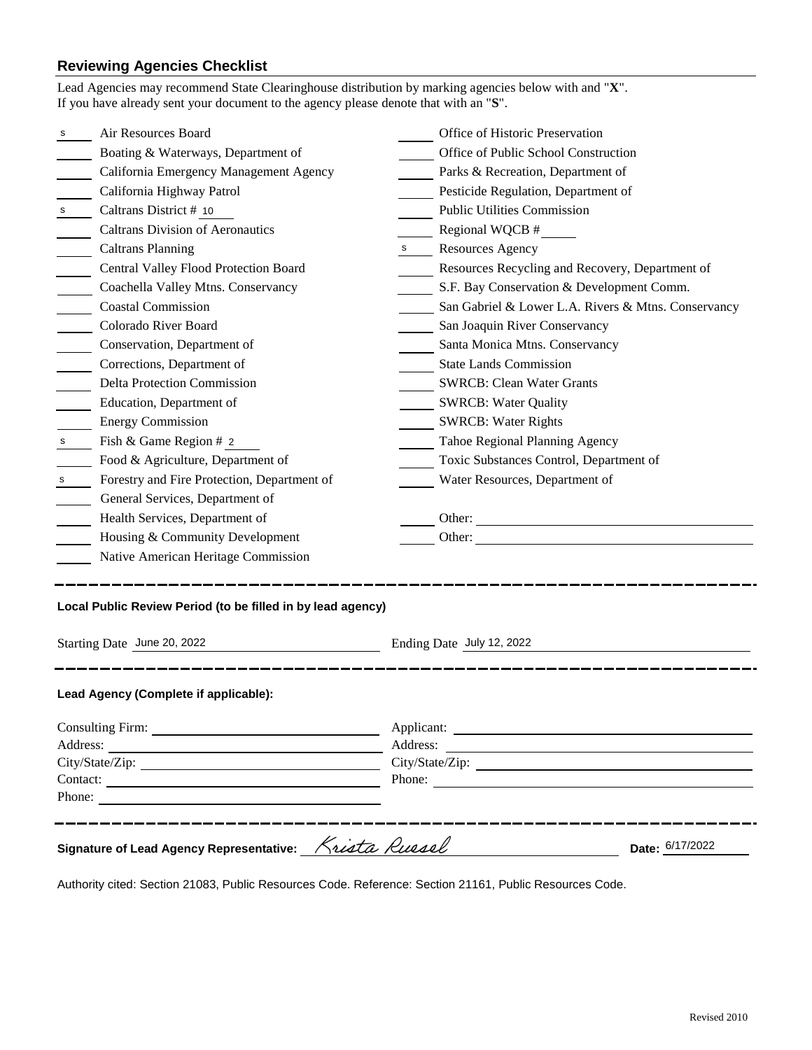## Reviewing Agencies Checklist

Lead Agencies may recommend State Clearinghouse distribution by marking agencies below with and "**X**".
If you have already sent your document to the agency please denote that with an "**S**".

| | | | |
|---|---|---|---|
| s | Air Resources Board | | Office of Historic Preservation |
| | Boating & Waterways, Department of | | Office of Public School Construction |
| | California Emergency Management Agency | | Parks & Recreation, Department of |
| | California Highway Patrol | | Pesticide Regulation, Department of |
| s | Caltrans District # 10 | | Public Utilities Commission |
| | Caltrans Division of Aeronautics | | Regional WQCB # |
| | Caltrans Planning | s | Resources Agency |
| | Central Valley Flood Protection Board | | Resources Recycling and Recovery, Department of |
| | Coachella Valley Mtns. Conservancy | | S.F. Bay Conservation & Development Comm. |
| | Coastal Commission | | San Gabriel & Lower L.A. Rivers & Mtns. Conservancy |
| | Colorado River Board | | San Joaquin River Conservancy |
| | Conservation, Department of | | Santa Monica Mtns. Conservancy |
| | Corrections, Department of | | State Lands Commission |
| | Delta Protection Commission | | SWRCB: Clean Water Grants |
| | Education, Department of | | SWRCB: Water Quality |
| | Energy Commission | | SWRCB: Water Rights |
| s | Fish & Game Region # 2 | | Tahoe Regional Planning Agency |
| | Food & Agriculture, Department of | | Toxic Substances Control, Department of |
| s | Forestry and Fire Protection, Department of | | Water Resources, Department of |
| | General Services, Department of | | |
| | Health Services, Department of | | Other: |
| | Housing & Community Development | | Other: |
| | Native American Heritage Commission | | |

---

**Local Public Review Period (to be filled in by lead agency)**

Starting Date June 20, 2022 Ending Date July 12, 2022

---

**Lead Agency (Complete if applicable):**

Consulting Firm:
Address:
City/State/Zip:
Contact:
Phone:

Applicant:
Address:
City/State/Zip:
Phone:

---

**Signature of Lead Agency Representative:** Krista Russel **Date:** 6/17/2022

Authority cited: Section 21083, Public Resources Code. Reference: Section 21161, Public Resources Code.

Revised 2010